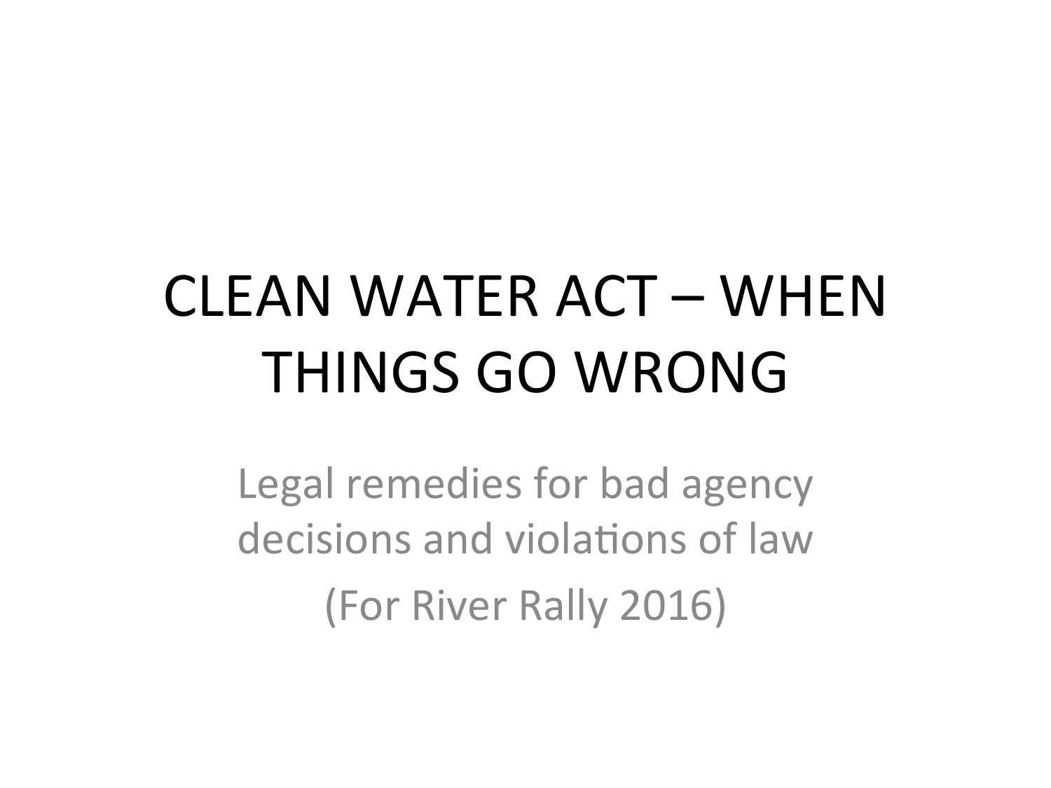# CLEAN WATER ACT – WHEN THINGS GO WRONG

Legal remedies for bad agency decisions and violations of law

(For River Rally 2016)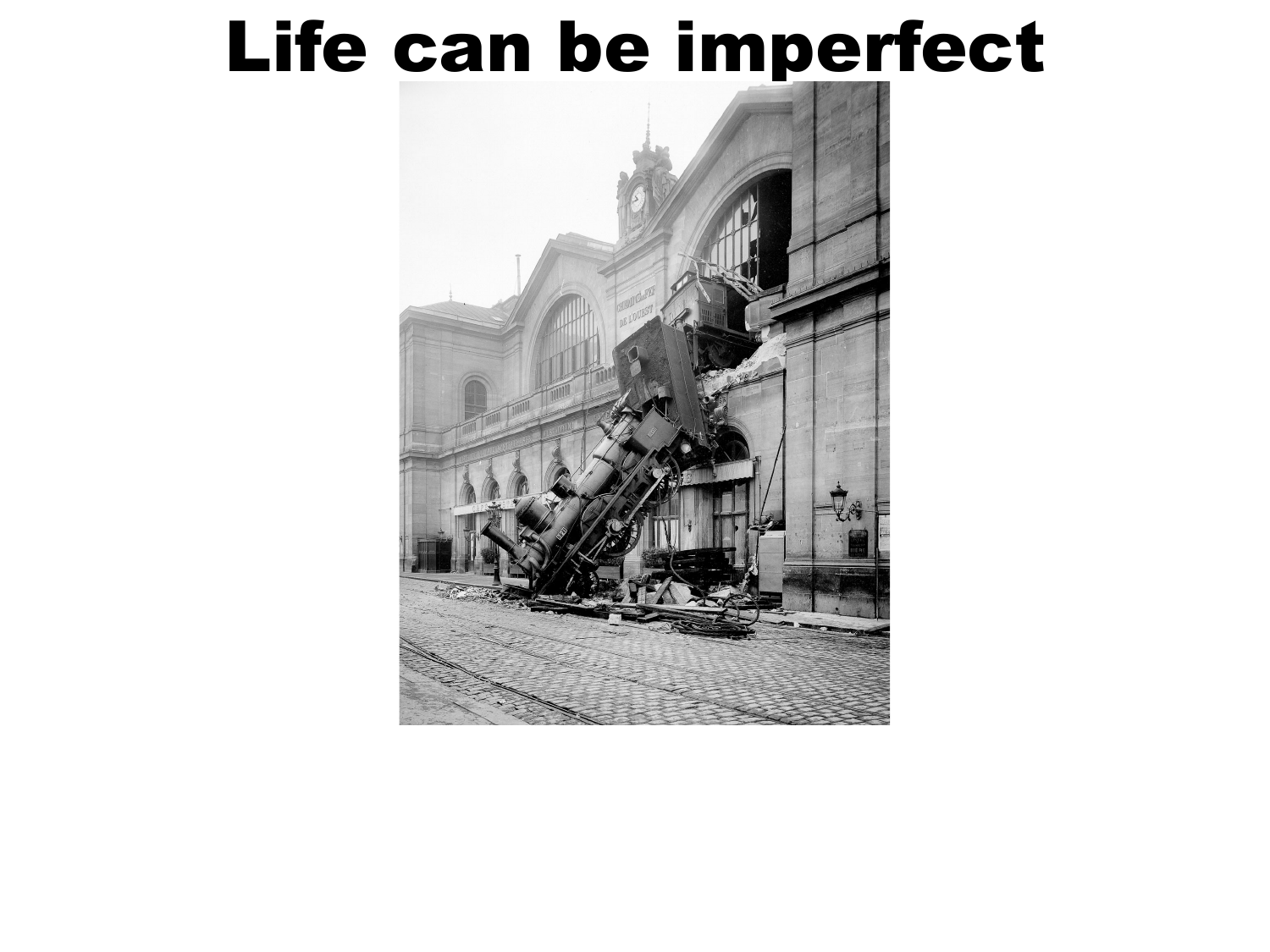# Life can be imperfect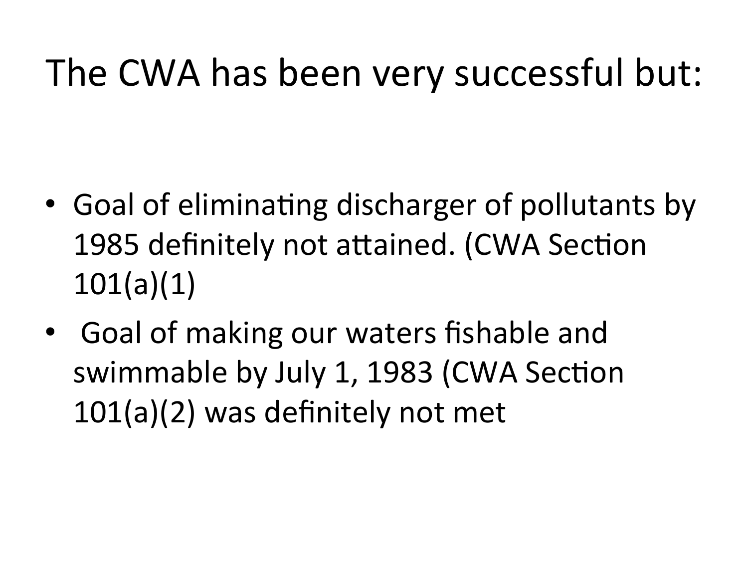# The CWA has been very successful but:

- Goal of eliminating discharger of pollutants by 1985 definitely not attained. (CWA Section 101(a)(1)
- Goal of making our waters fishable and swimmable by July 1, 1983 (CWA Section 101(a)(2) was definitely not met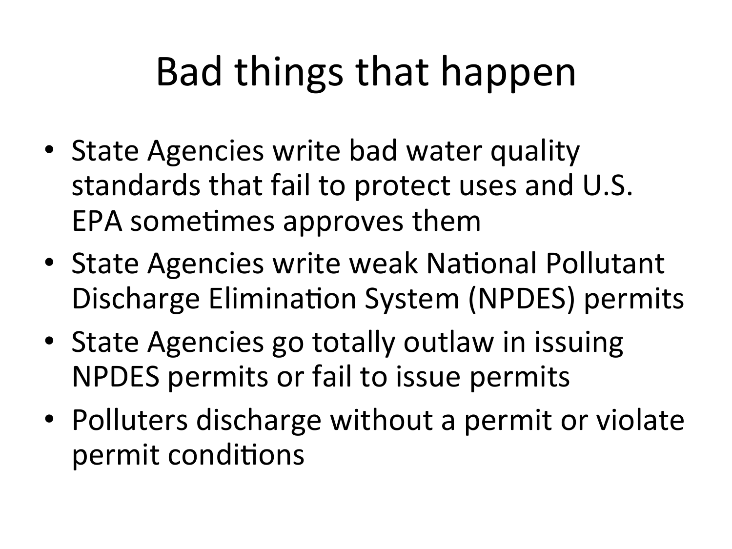# Bad things that happen

- State Agencies write bad water quality standards that fail to protect uses and U.S. EPA sometimes approves them
- State Agencies write weak National Pollutant Discharge Elimination System (NPDES) permits
- State Agencies go totally outlaw in issuing NPDES permits or fail to issue permits
- Polluters discharge without a permit or violate permit conditions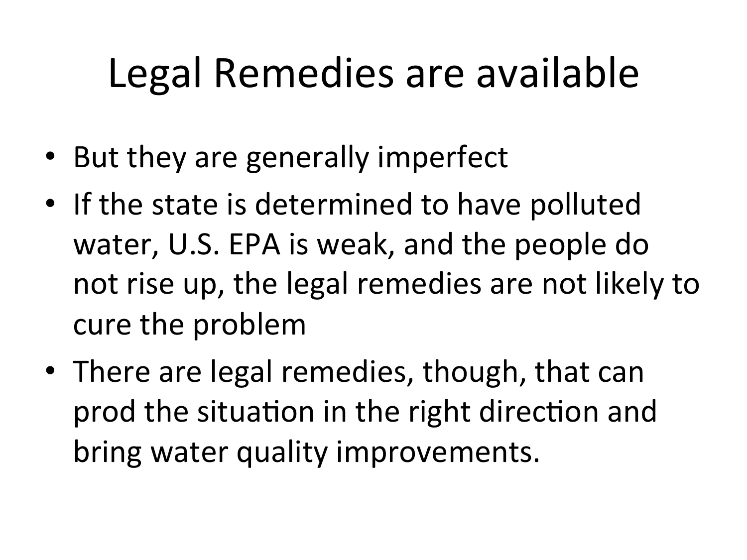# Legal Remedies are available

- But they are generally imperfect
- If the state is determined to have polluted water, U.S. EPA is weak, and the people do not rise up, the legal remedies are not likely to cure the problem
- There are legal remedies, though, that can prod the situation in the right direction and bring water quality improvements.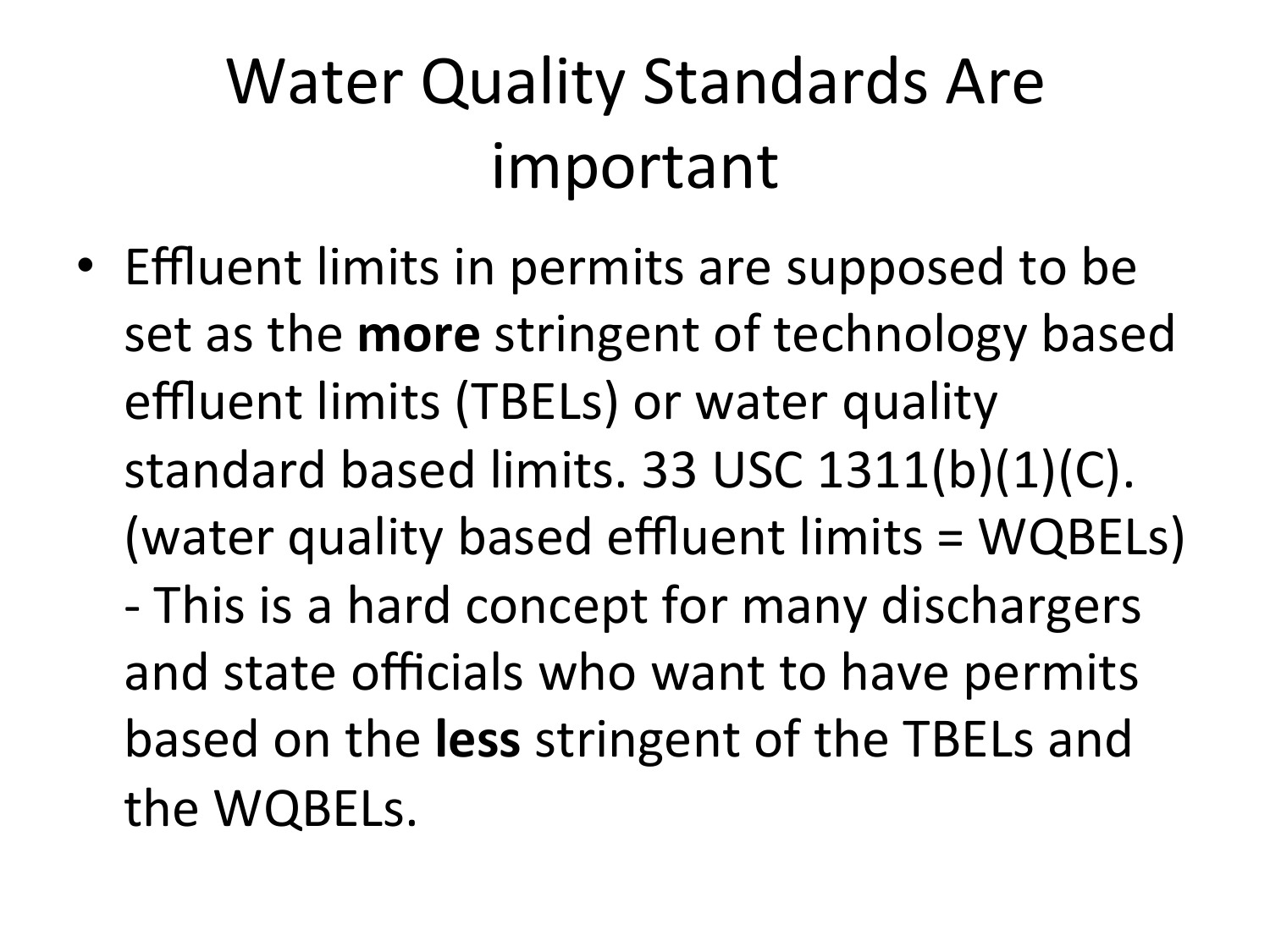# Water Quality Standards Are important

- Effluent limits in permits are supposed to be set as the **more** stringent of technology based effluent limits (TBELs) or water quality standard based limits. 33 USC 1311(b)(1)(C). (water quality based effluent limits = WQBELs) - This is a hard concept for many dischargers and state officials who want to have permits based on the **less** stringent of the TBELs and the WQBELs.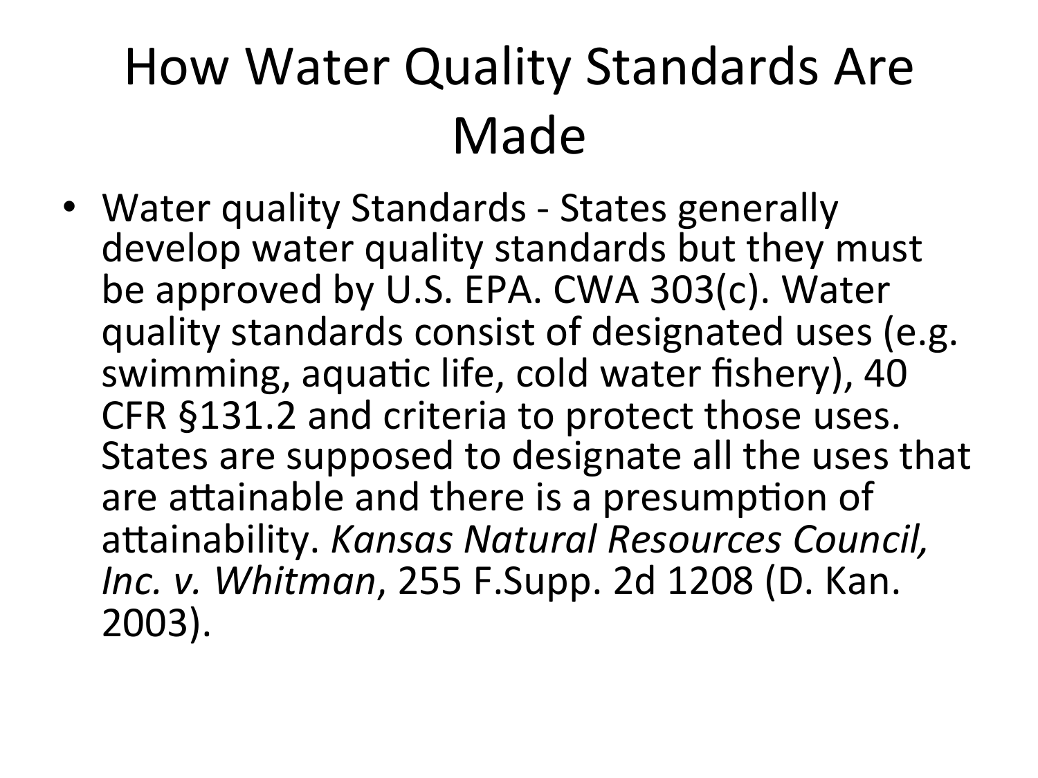# How Water Quality Standards Are Made

- Water quality Standards - States generally develop water quality standards but they must be approved by U.S. EPA. CWA 303(c). Water quality standards consist of designated uses (e.g. swimming, aquatic life, cold water fishery), 40 CFR §131.2 and criteria to protect those uses. States are supposed to designate all the uses that are attainable and there is a presumption of attainability. *Kansas Natural Resources Council, Inc. v. Whitman*, 255 F.Supp. 2d 1208 (D. Kan. 2003).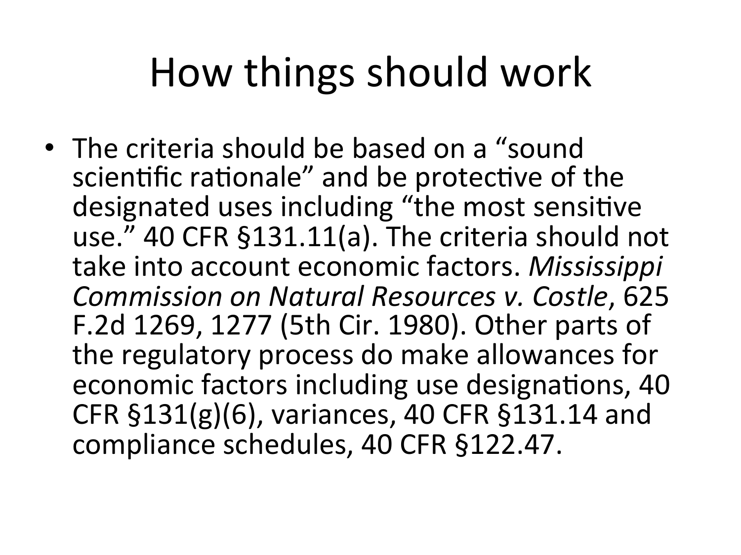# How things should work

- The criteria should be based on a "sound scientific rationale" and be protective of the designated uses including "the most sensitive use." 40 CFR §131.11(a). The criteria should not take into account economic factors. *Mississippi Commission on Natural Resources v. Costle*, 625 F.2d 1269, 1277 (5th Cir. 1980). Other parts of the regulatory process do make allowances for economic factors including use designations, 40 CFR §131(g)(6), variances, 40 CFR §131.14 and compliance schedules, 40 CFR §122.47.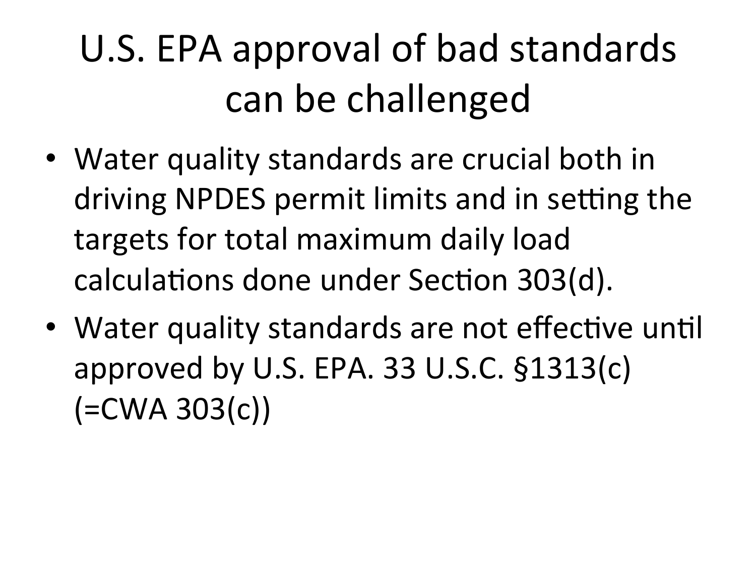# U.S. EPA approval of bad standards can be challenged

- Water quality standards are crucial both in driving NPDES permit limits and in setting the targets for total maximum daily load calculations done under Section 303(d).
- Water quality standards are not effective until approved by U.S. EPA. 33 U.S.C. §1313(c) (=CWA 303(c))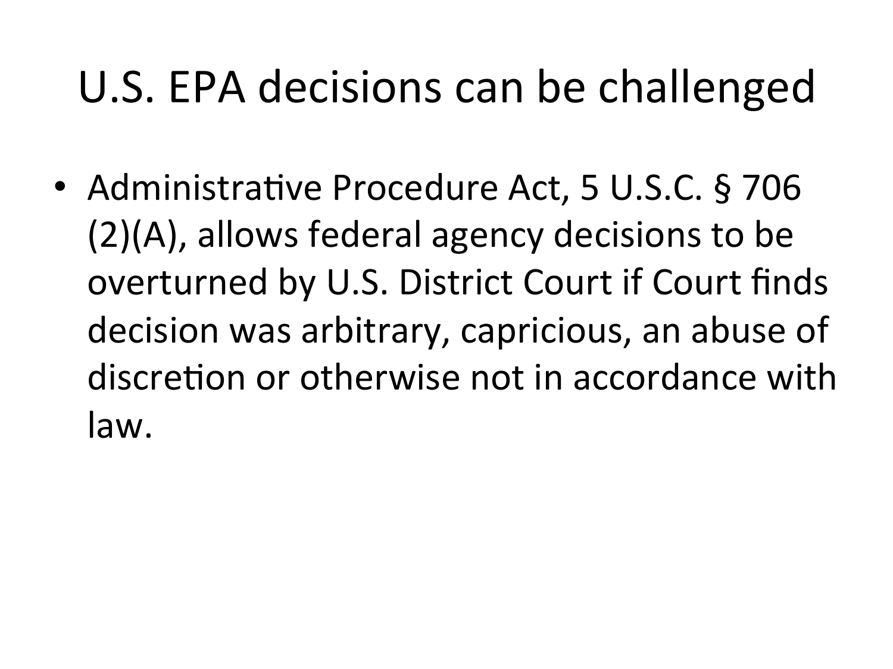# U.S. EPA decisions can be challenged

- Administrative Procedure Act, 5 U.S.C. § 706 (2)(A), allows federal agency decisions to be overturned by U.S. District Court if Court finds decision was arbitrary, capricious, an abuse of discretion or otherwise not in accordance with law.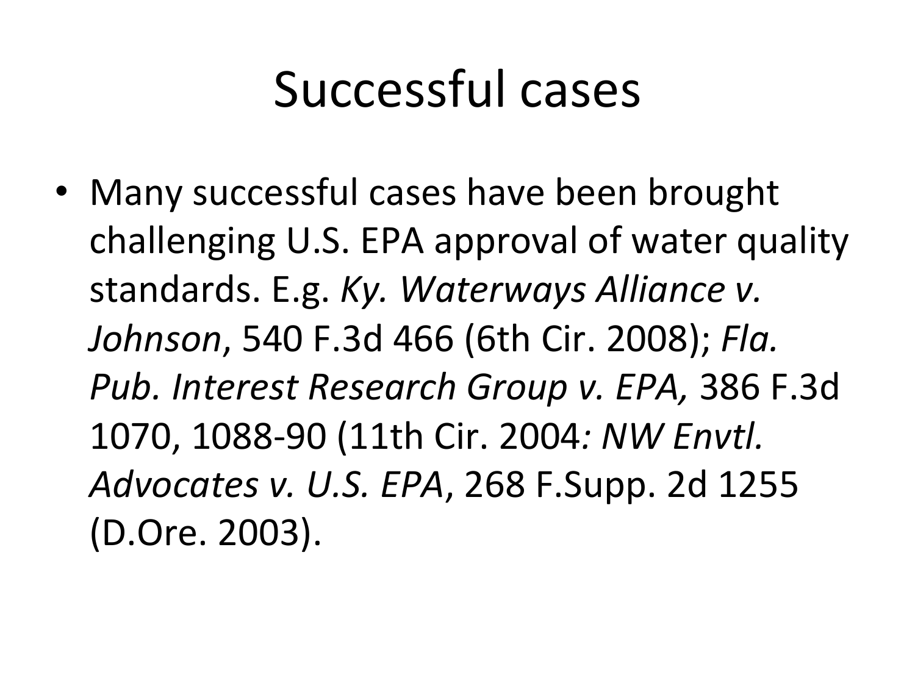# Successful cases

- Many successful cases have been brought challenging U.S. EPA approval of water quality standards. E.g. *Ky. Waterways Alliance v. Johnson*, 540 F.3d 466 (6th Cir. 2008); *Fla. Pub. Interest Research Group v. EPA,* 386 F.3d 1070, 1088-90 (11th Cir. 2004*: NW Envtl. Advocates v. U.S. EPA*, 268 F.Supp. 2d 1255 (D.Ore. 2003).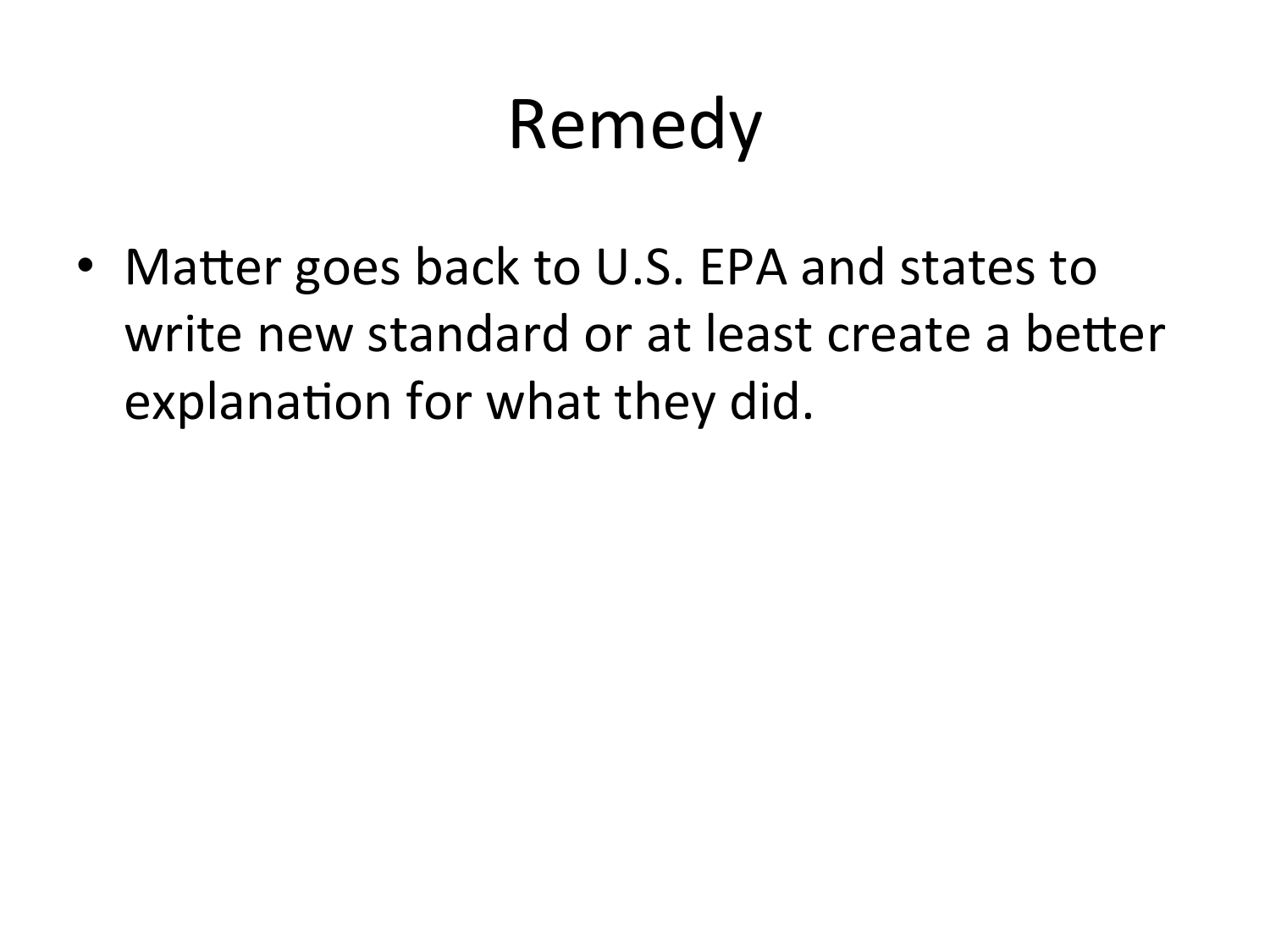# Remedy

- Matter goes back to U.S. EPA and states to write new standard or at least create a better explanation for what they did.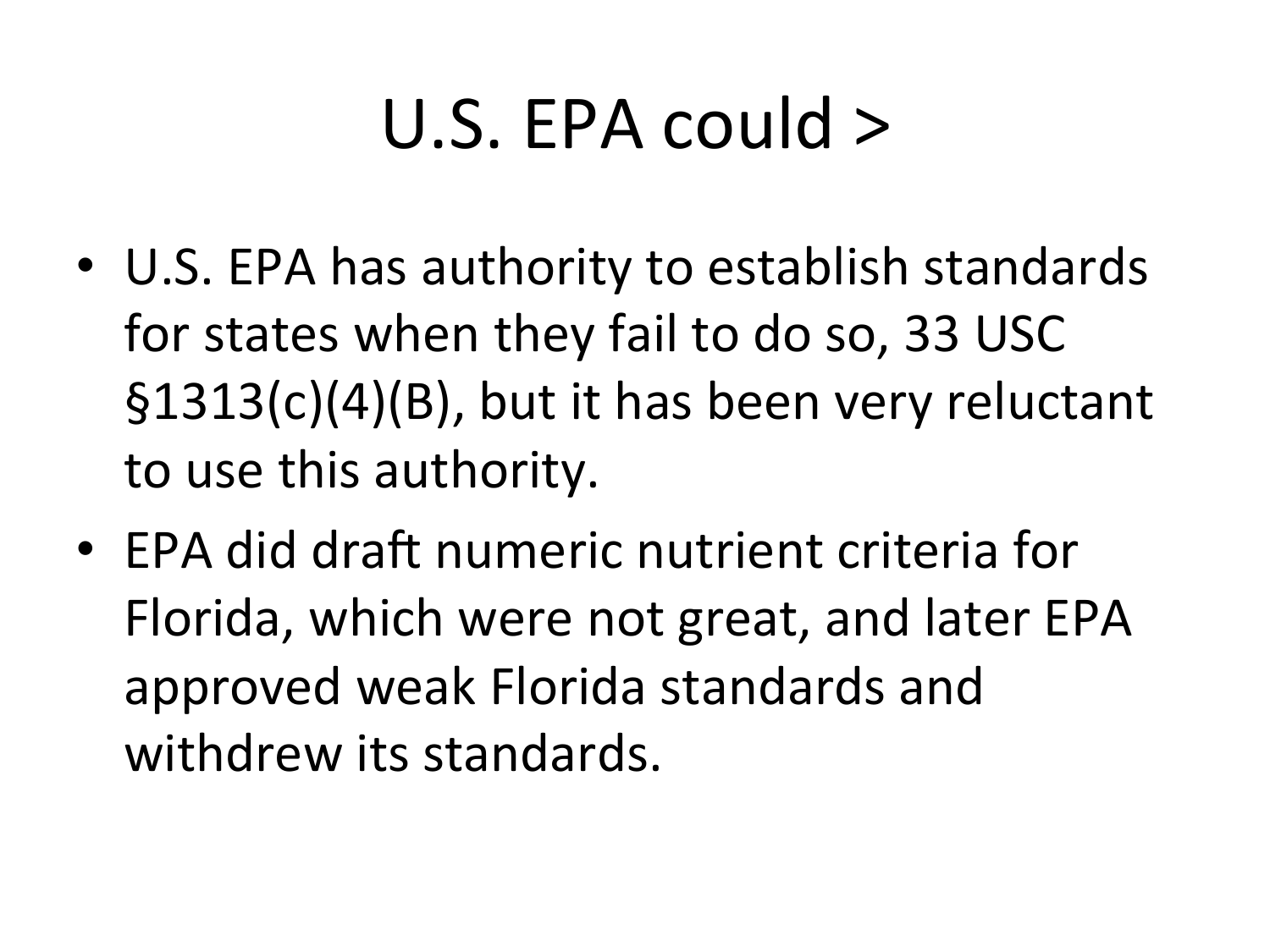# U.S. EPA could >

- U.S. EPA has authority to establish standards for states when they fail to do so, 33 USC §1313(c)(4)(B), but it has been very reluctant to use this authority.
- EPA did draft numeric nutrient criteria for Florida, which were not great, and later EPA approved weak Florida standards and withdrew its standards.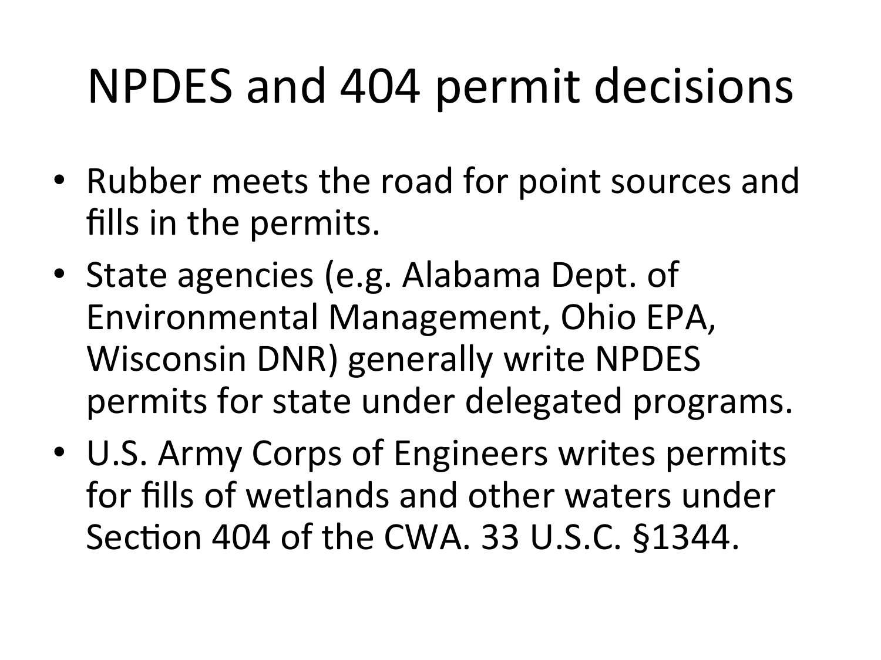# NPDES and 404 permit decisions

- Rubber meets the road for point sources and fills in the permits.
- State agencies (e.g. Alabama Dept. of Environmental Management, Ohio EPA, Wisconsin DNR) generally write NPDES permits for state under delegated programs.
- U.S. Army Corps of Engineers writes permits for fills of wetlands and other waters under Section 404 of the CWA. 33 U.S.C. §1344.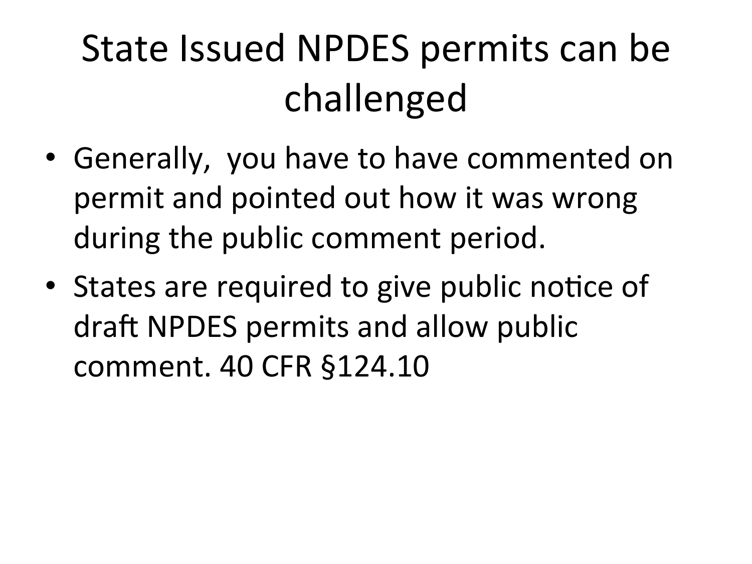# State Issued NPDES permits can be challenged

- Generally, you have to have commented on permit and pointed out how it was wrong during the public comment period.
- States are required to give public notice of draft NPDES permits and allow public comment. 40 CFR §124.10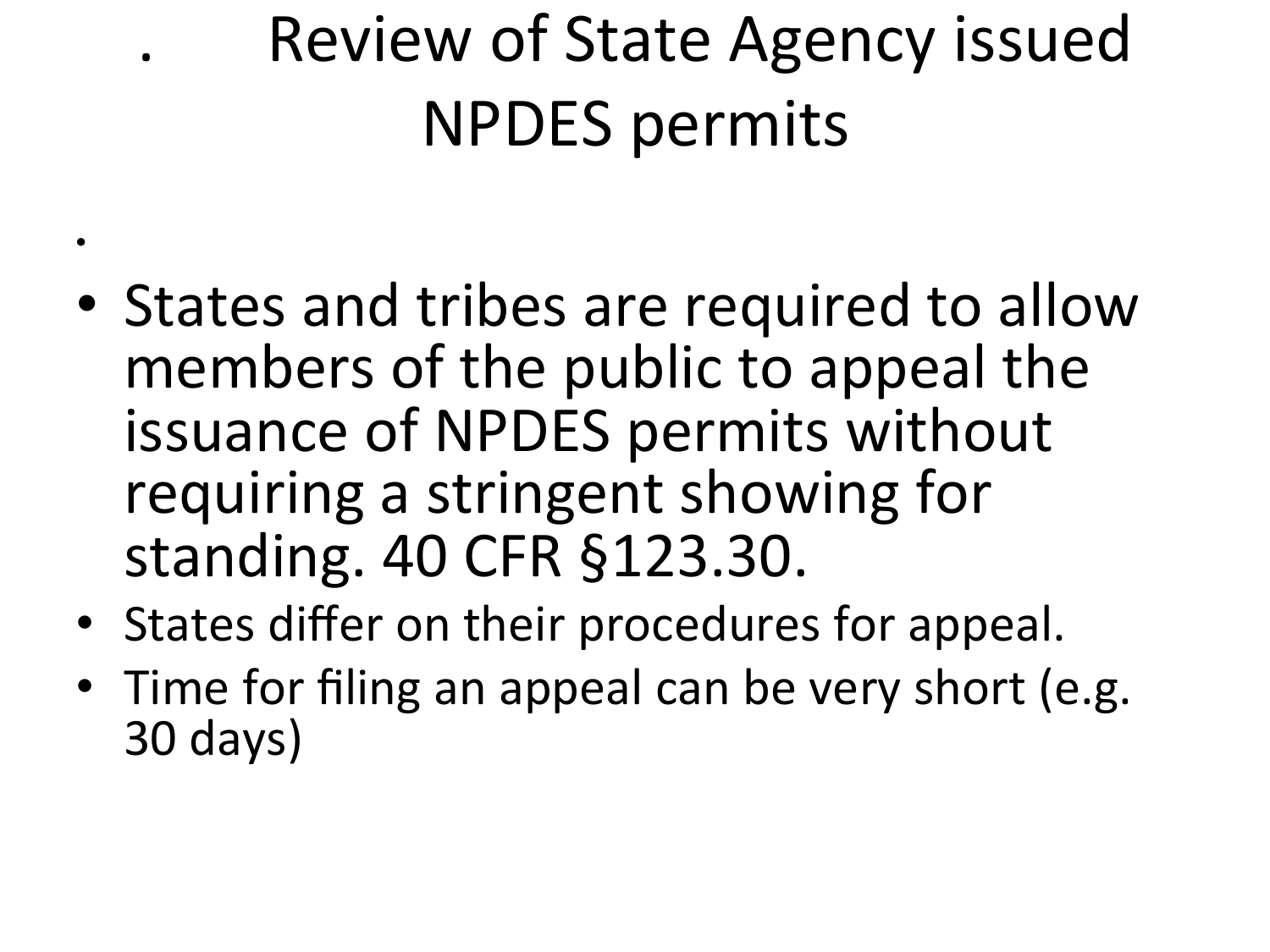# Review of State Agency issued NPDES permits

- States and tribes are required to allow members of the public to appeal the issuance of NPDES permits without requiring a stringent showing for standing. 40 CFR §123.30.
- States differ on their procedures for appeal.
- Time for filing an appeal can be very short (e.g. 30 days)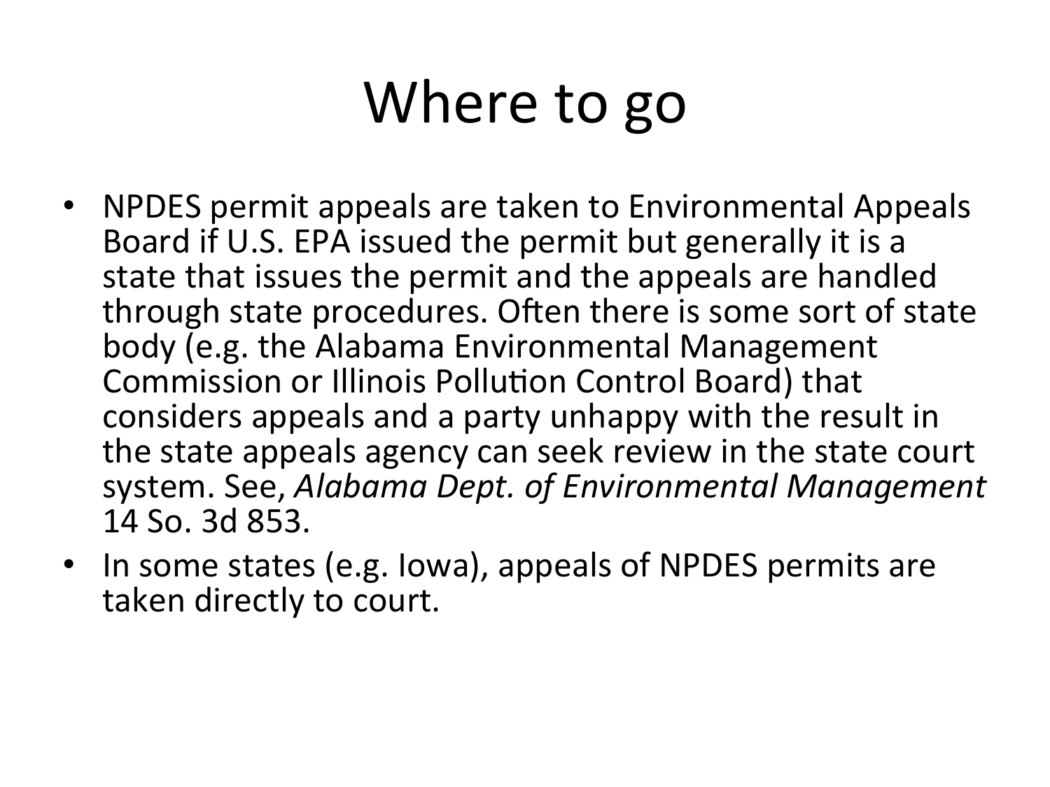# Where to go

- NPDES permit appeals are taken to Environmental Appeals Board if U.S. EPA issued the permit but generally it is a state that issues the permit and the appeals are handled through state procedures. Often there is some sort of state body (e.g. the Alabama Environmental Management Commission or Illinois Pollution Control Board) that considers appeals and a party unhappy with the result in the state appeals agency can seek review in the state court system. See, *Alabama Dept. of Environmental Management* 14 So. 3d 853.
- In some states (e.g. Iowa), appeals of NPDES permits are taken directly to court.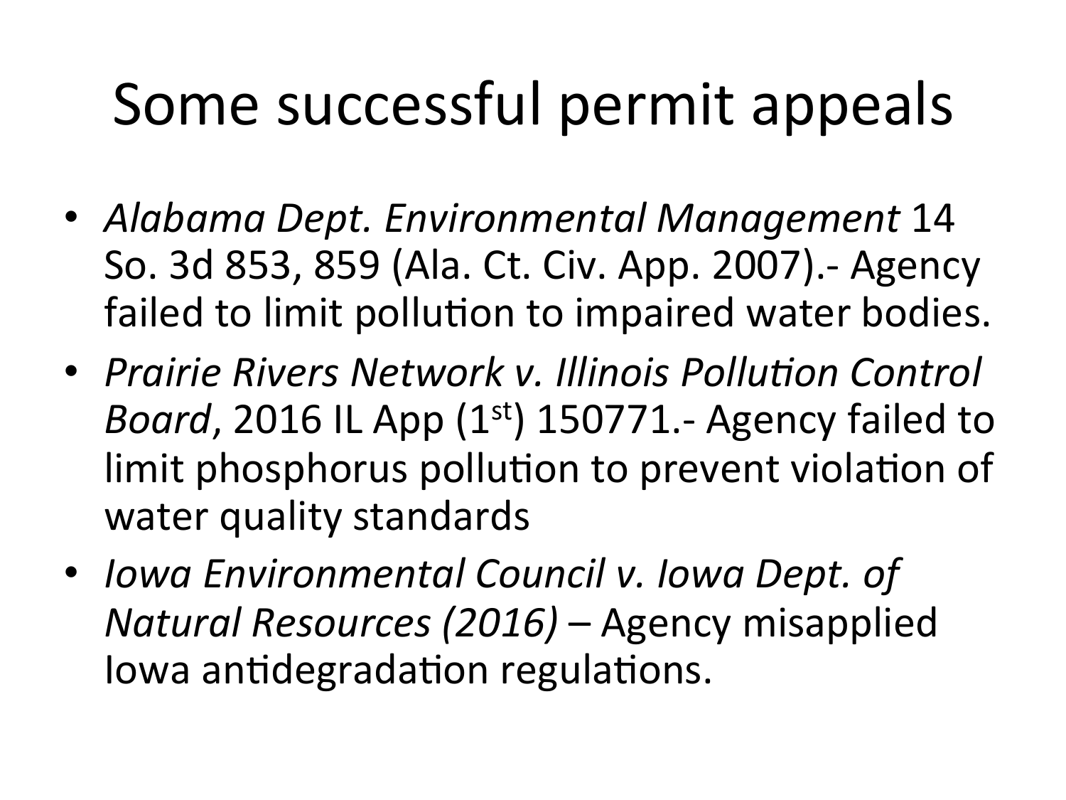# Some successful permit appeals

- *Alabama Dept. Environmental Management* 14 So. 3d 853, 859 (Ala. Ct. Civ. App. 2007).- Agency failed to limit pollution to impaired water bodies.
- *Prairie Rivers Network v. Illinois Pollution Control Board*, 2016 IL App ($1^{st}$) 150771.- Agency failed to limit phosphorus pollution to prevent violation of water quality standards
- *Iowa Environmental Council v. Iowa Dept. of Natural Resources (2016)* – Agency misapplied Iowa antidegradation regulations.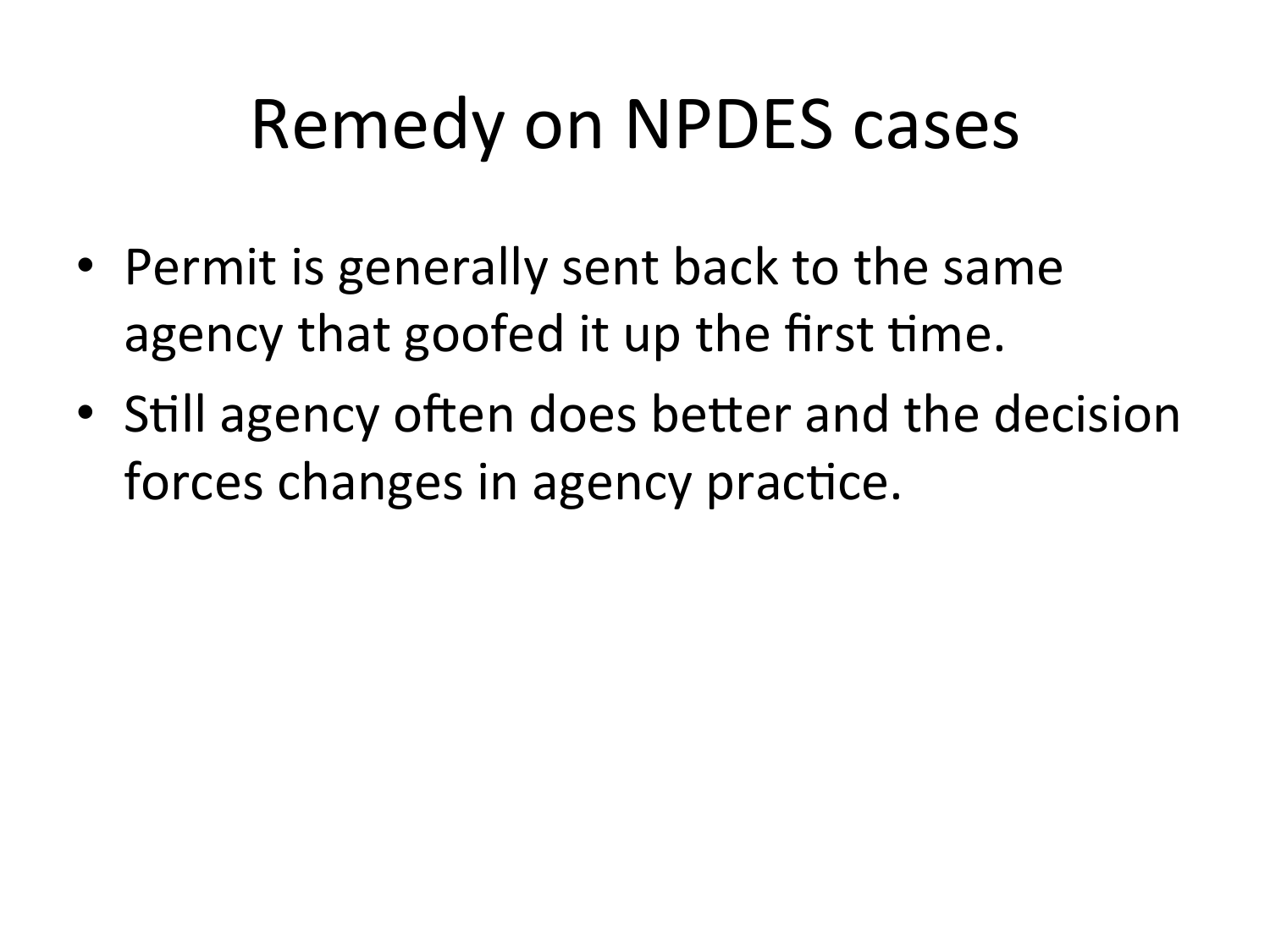# Remedy on NPDES cases

- Permit is generally sent back to the same agency that goofed it up the first time.
- Still agency often does better and the decision forces changes in agency practice.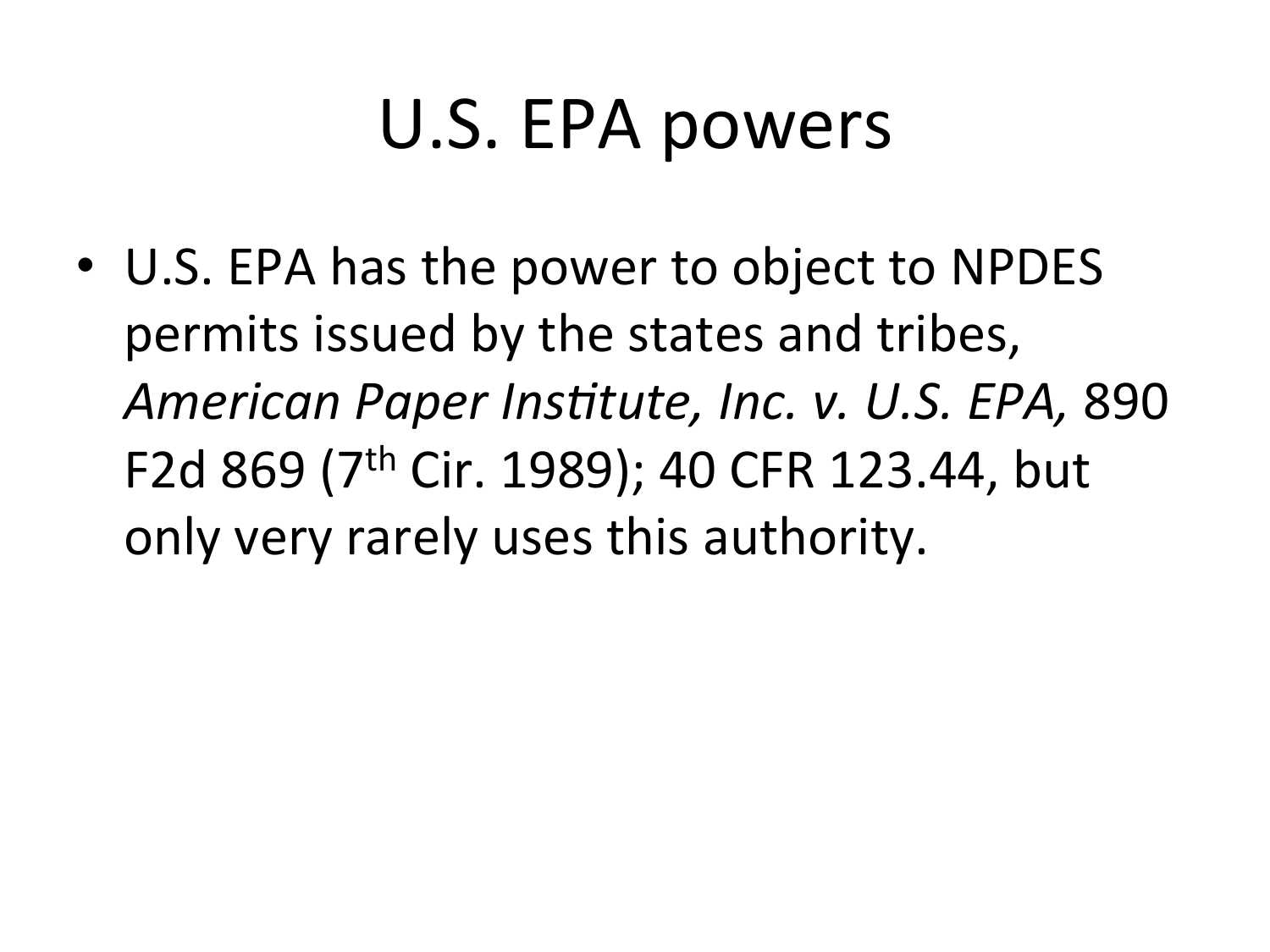# U.S. EPA powers

- U.S. EPA has the power to object to NPDES permits issued by the states and tribes, *American Paper Institute, Inc. v. U.S. EPA,* 890 F2d 869 (7th Cir. 1989); 40 CFR 123.44, but only very rarely uses this authority.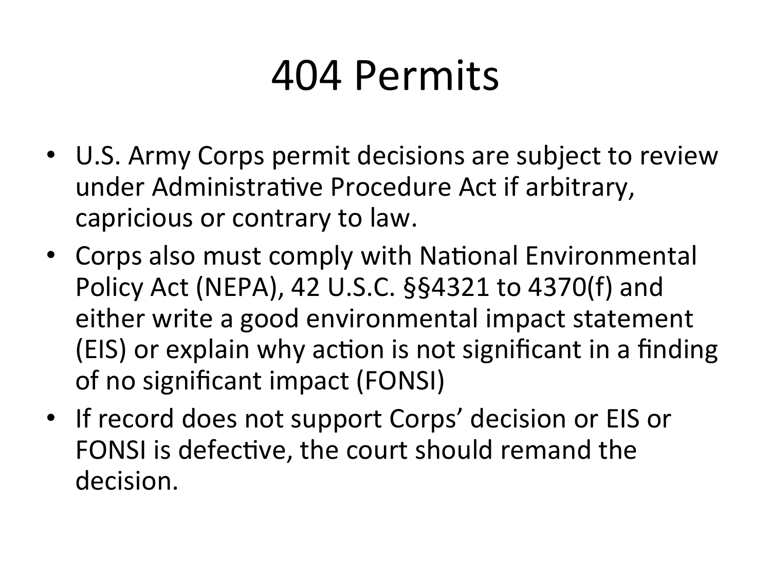# 404 Permits

- U.S. Army Corps permit decisions are subject to review under Administrative Procedure Act if arbitrary, capricious or contrary to law.
- Corps also must comply with National Environmental Policy Act (NEPA), 42 U.S.C. §§4321 to 4370(f) and either write a good environmental impact statement (EIS) or explain why action is not significant in a finding of no significant impact (FONSI)
- If record does not support Corps' decision or EIS or FONSI is defective, the court should remand the decision.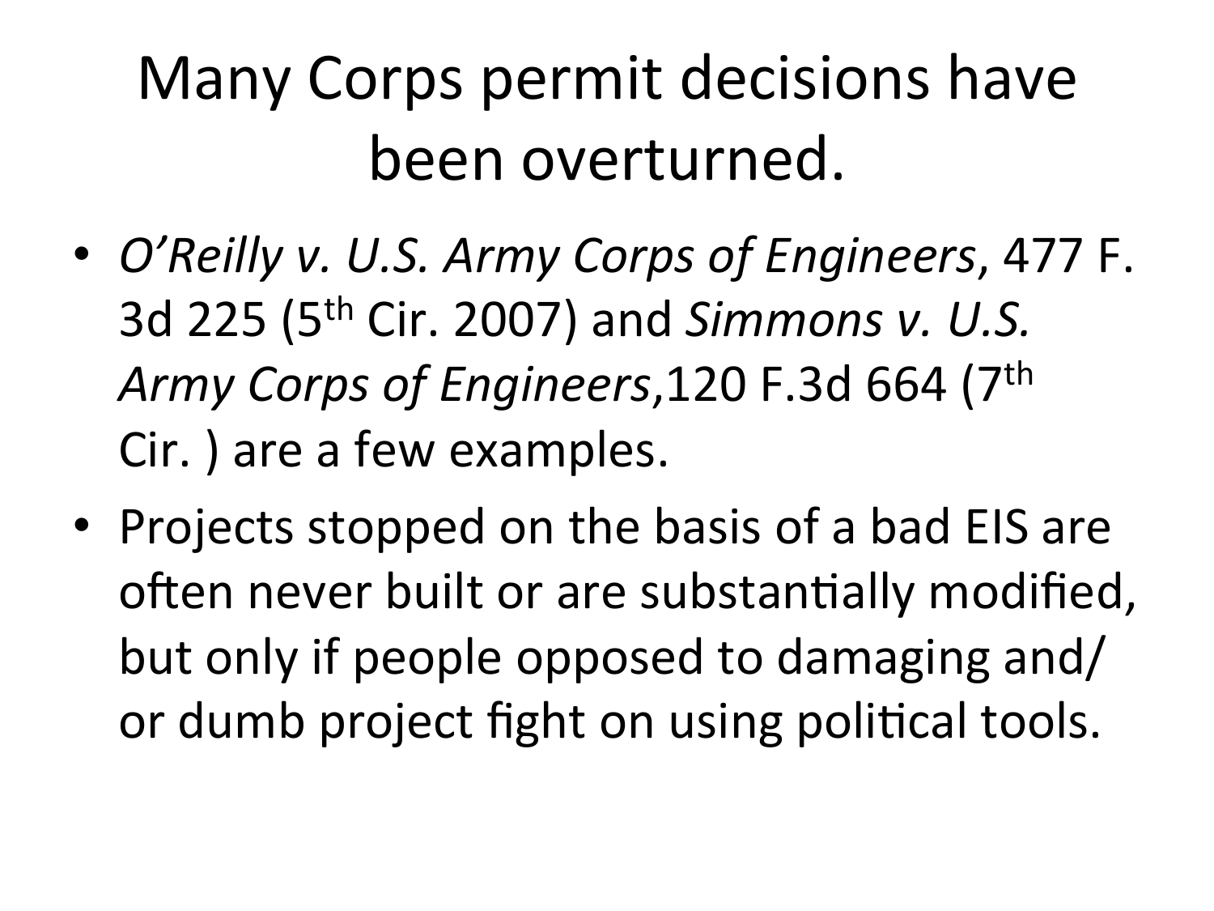# Many Corps permit decisions have been overturned.

- *O'Reilly v. U.S. Army Corps of Engineers*, 477 F. 3d 225 (5th Cir. 2007) and *Simmons v. U.S. Army Corps of Engineers*,120 F.3d 664 (7th Cir. ) are a few examples.
- Projects stopped on the basis of a bad EIS are often never built or are substantially modified, but only if people opposed to damaging and/or dumb project fight on using political tools.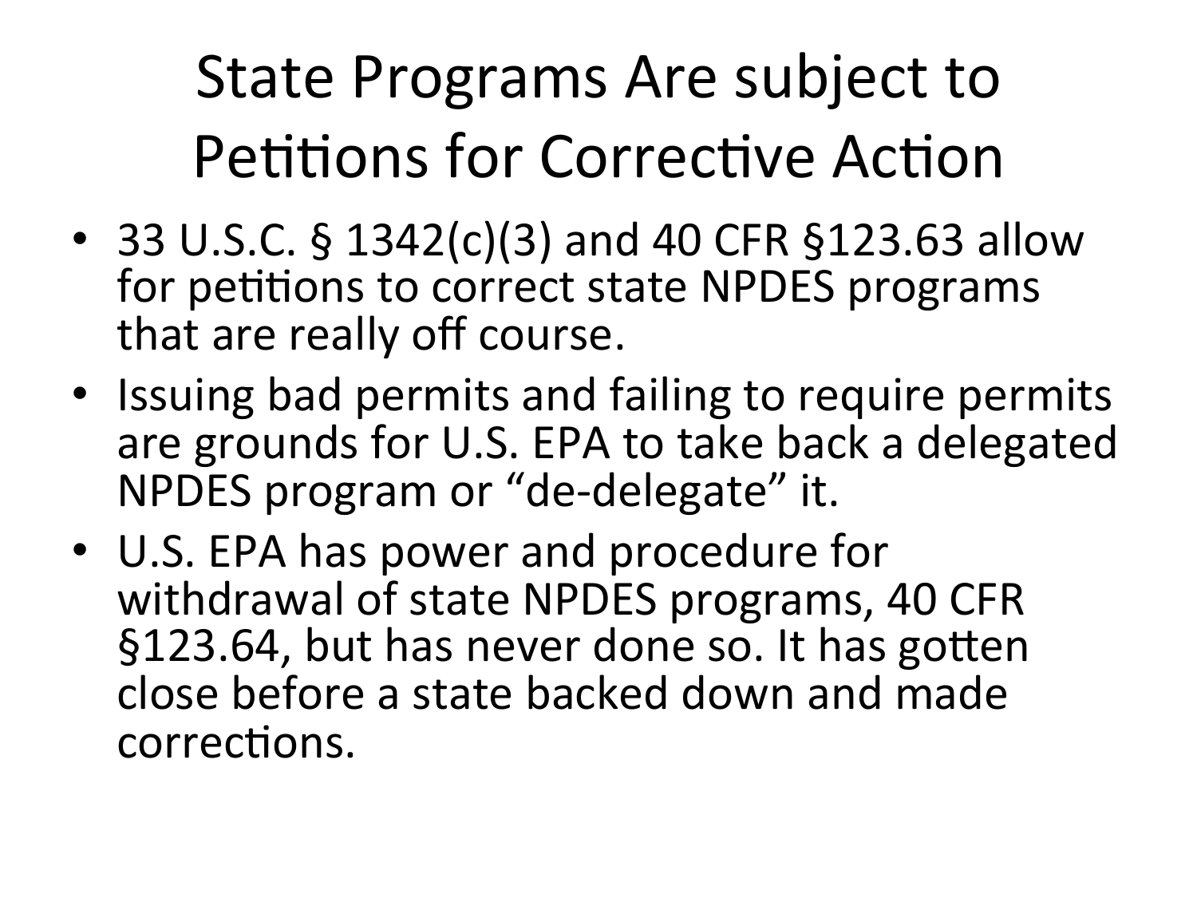# State Programs Are subject to Petitions for Corrective Action

- 33 U.S.C. § 1342(c)(3) and 40 CFR §123.63 allow for petitions to correct state NPDES programs that are really off course.
- Issuing bad permits and failing to require permits are grounds for U.S. EPA to take back a delegated NPDES program or "de-delegate" it.
- U.S. EPA has power and procedure for withdrawal of state NPDES programs, 40 CFR §123.64, but has never done so. It has gotten close before a state backed down and made corrections.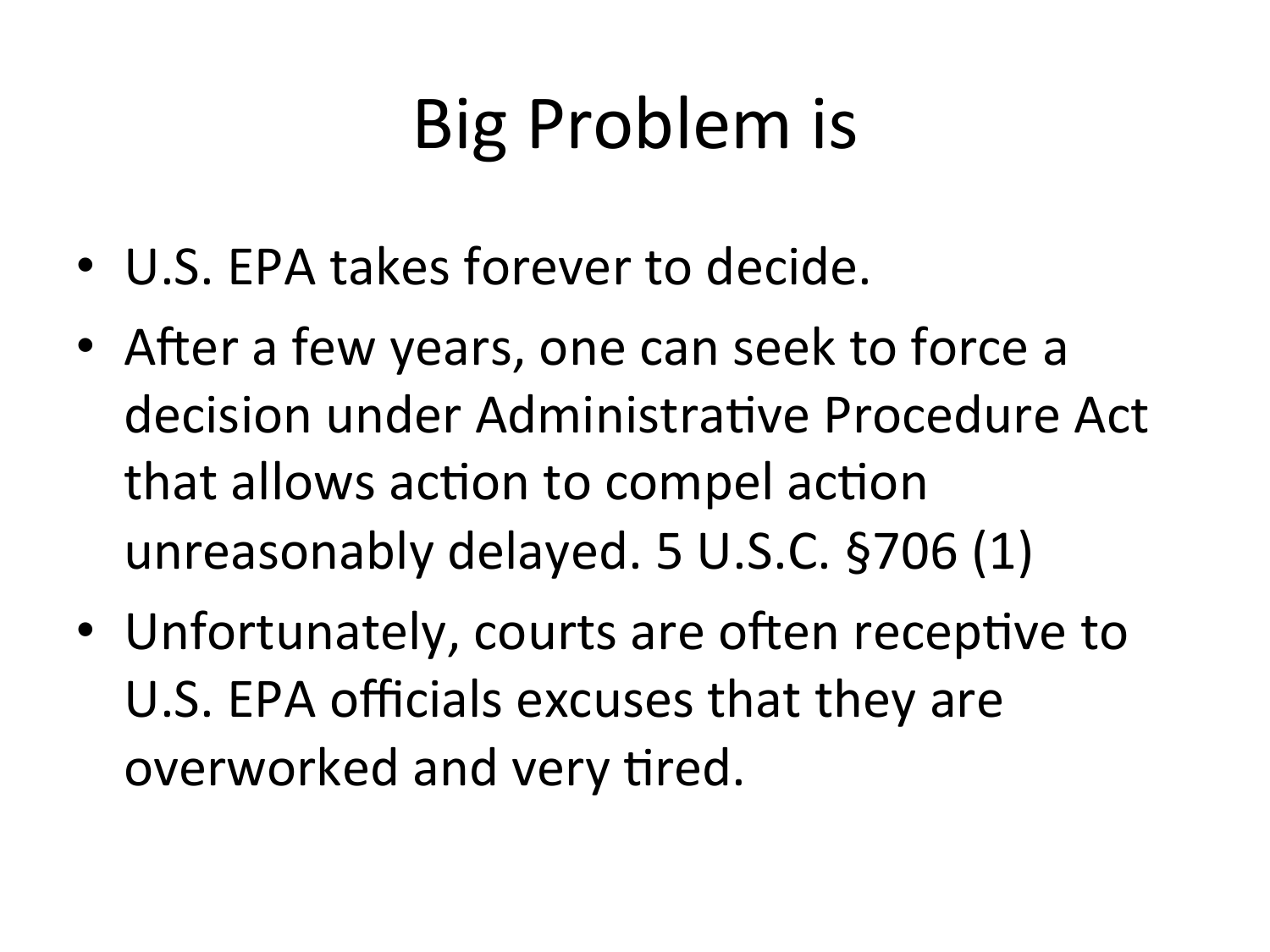# Big Problem is

- U.S. EPA takes forever to decide.
- After a few years, one can seek to force a decision under Administrative Procedure Act that allows action to compel action unreasonably delayed. 5 U.S.C. §706 (1)
- Unfortunately, courts are often receptive to U.S. EPA officials excuses that they are overworked and very tired.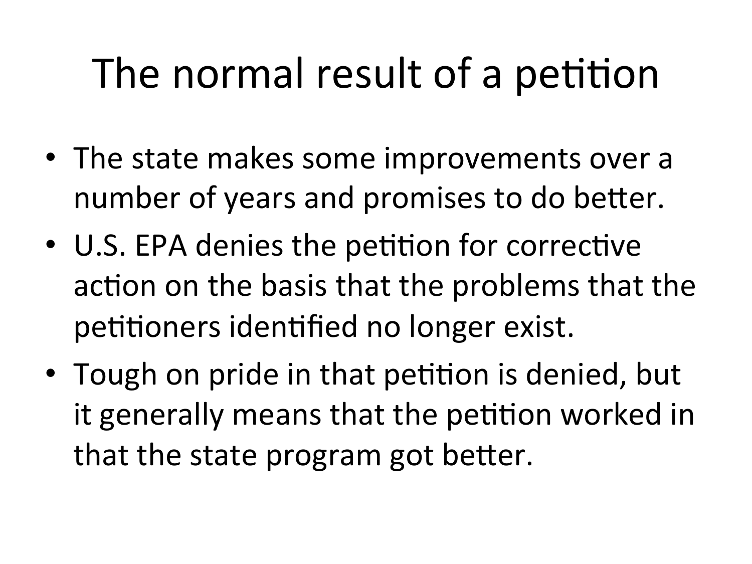# The normal result of a petition

- The state makes some improvements over a number of years and promises to do better.
- U.S. EPA denies the petition for corrective action on the basis that the problems that the petitioners identified no longer exist.
- Tough on pride in that petition is denied, but it generally means that the petition worked in that the state program got better.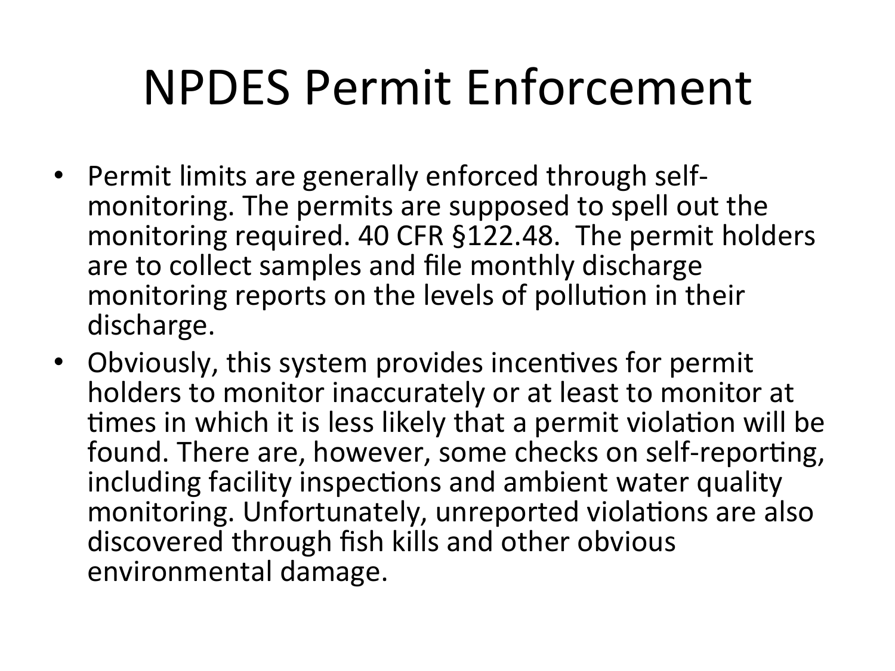# NPDES Permit Enforcement

- Permit limits are generally enforced through self-monitoring. The permits are supposed to spell out the monitoring required. 40 CFR §122.48. The permit holders are to collect samples and file monthly discharge monitoring reports on the levels of pollution in their discharge.
- Obviously, this system provides incentives for permit holders to monitor inaccurately or at least to monitor at times in which it is less likely that a permit violation will be found. There are, however, some checks on self-reporting, including facility inspections and ambient water quality monitoring. Unfortunately, unreported violations are also discovered through fish kills and other obvious environmental damage.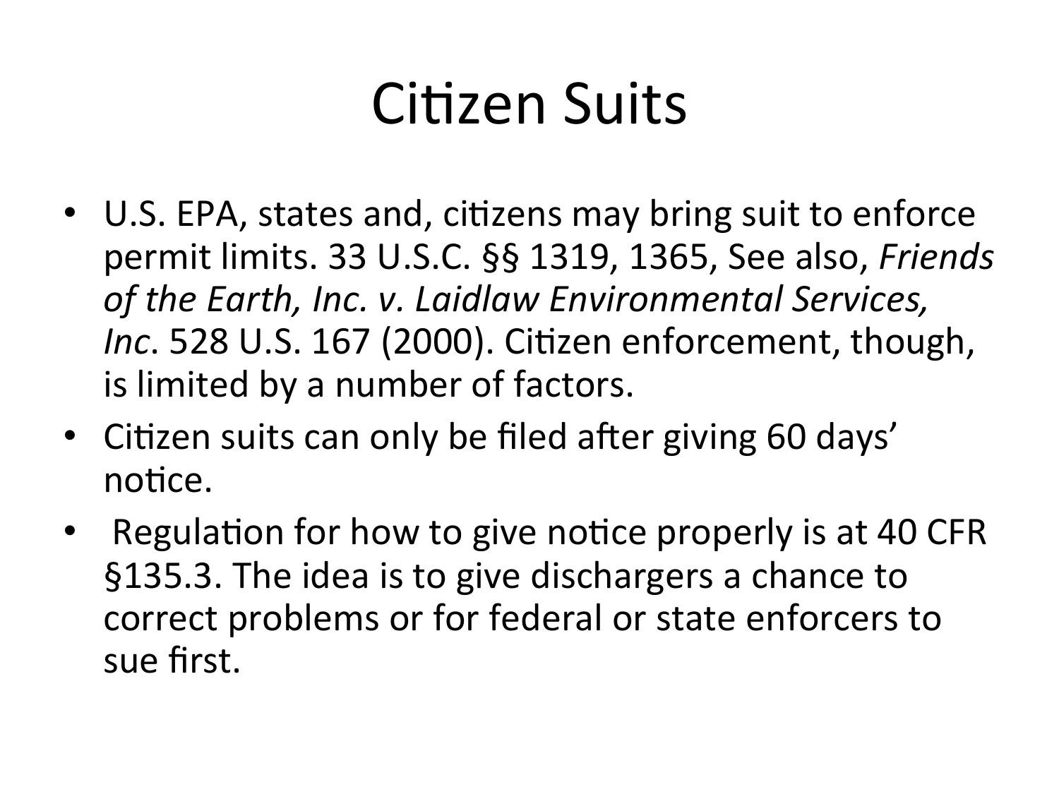# Citizen Suits

- U.S. EPA, states and, citizens may bring suit to enforce permit limits. 33 U.S.C. §§ 1319, 1365, See also, *Friends of the Earth, Inc. v. Laidlaw Environmental Services, Inc*. 528 U.S. 167 (2000). Citizen enforcement, though, is limited by a number of factors.
- Citizen suits can only be filed after giving 60 days' notice.
- Regulation for how to give notice properly is at 40 CFR §135.3. The idea is to give dischargers a chance to correct problems or for federal or state enforcers to sue first.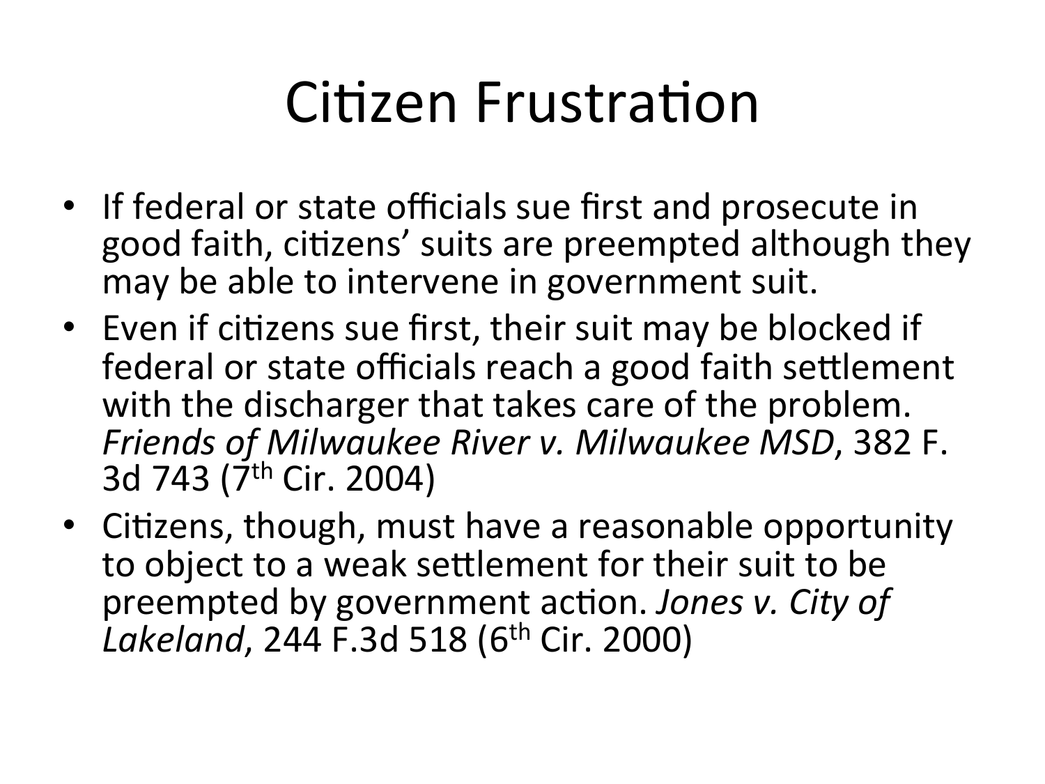# Citizen Frustration

- If federal or state officials sue first and prosecute in good faith, citizens' suits are preempted although they may be able to intervene in government suit.
- Even if citizens sue first, their suit may be blocked if federal or state officials reach a good faith settlement with the discharger that takes care of the problem. *Friends of Milwaukee River v. Milwaukee MSD*, 382 F. 3d 743 (7th Cir. 2004)
- Citizens, though, must have a reasonable opportunity to object to a weak settlement for their suit to be preempted by government action. *Jones v. City of Lakeland*, 244 F.3d 518 (6th Cir. 2000)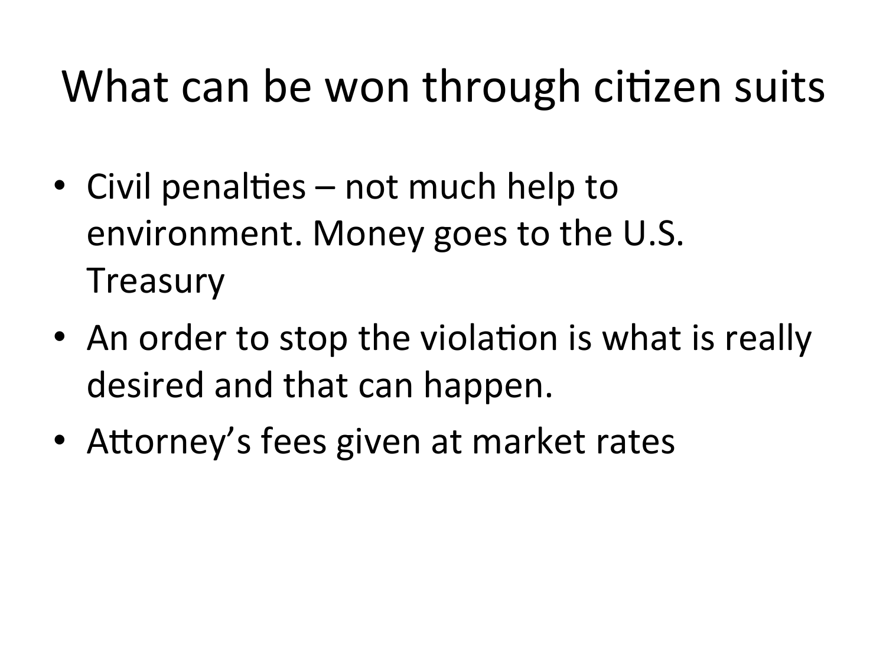# What can be won through citizen suits

- Civil penalties – not much help to environment. Money goes to the U.S. Treasury
- An order to stop the violation is what is really desired and that can happen.
- Attorney's fees given at market rates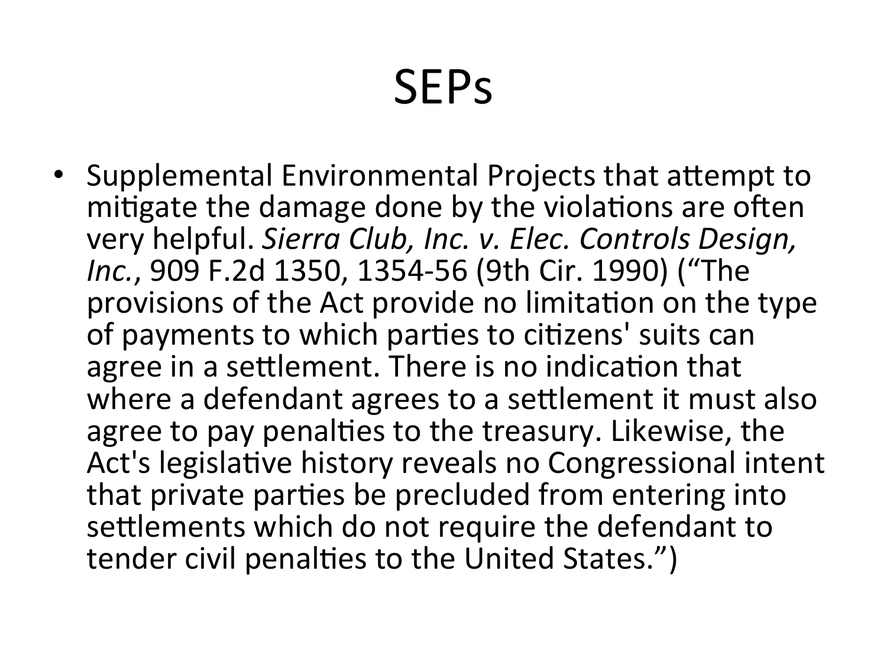# SEPs

- Supplemental Environmental Projects that attempt to mitigate the damage done by the violations are often very helpful. *Sierra Club, Inc. v. Elec. Controls Design, Inc.*, 909 F.2d 1350, 1354-56 (9th Cir. 1990) ("The provisions of the Act provide no limitation on the type of payments to which parties to citizens' suits can agree in a settlement. There is no indication that where a defendant agrees to a settlement it must also agree to pay penalties to the treasury. Likewise, the Act's legislative history reveals no Congressional intent that private parties be precluded from entering into settlements which do not require the defendant to tender civil penalties to the United States.")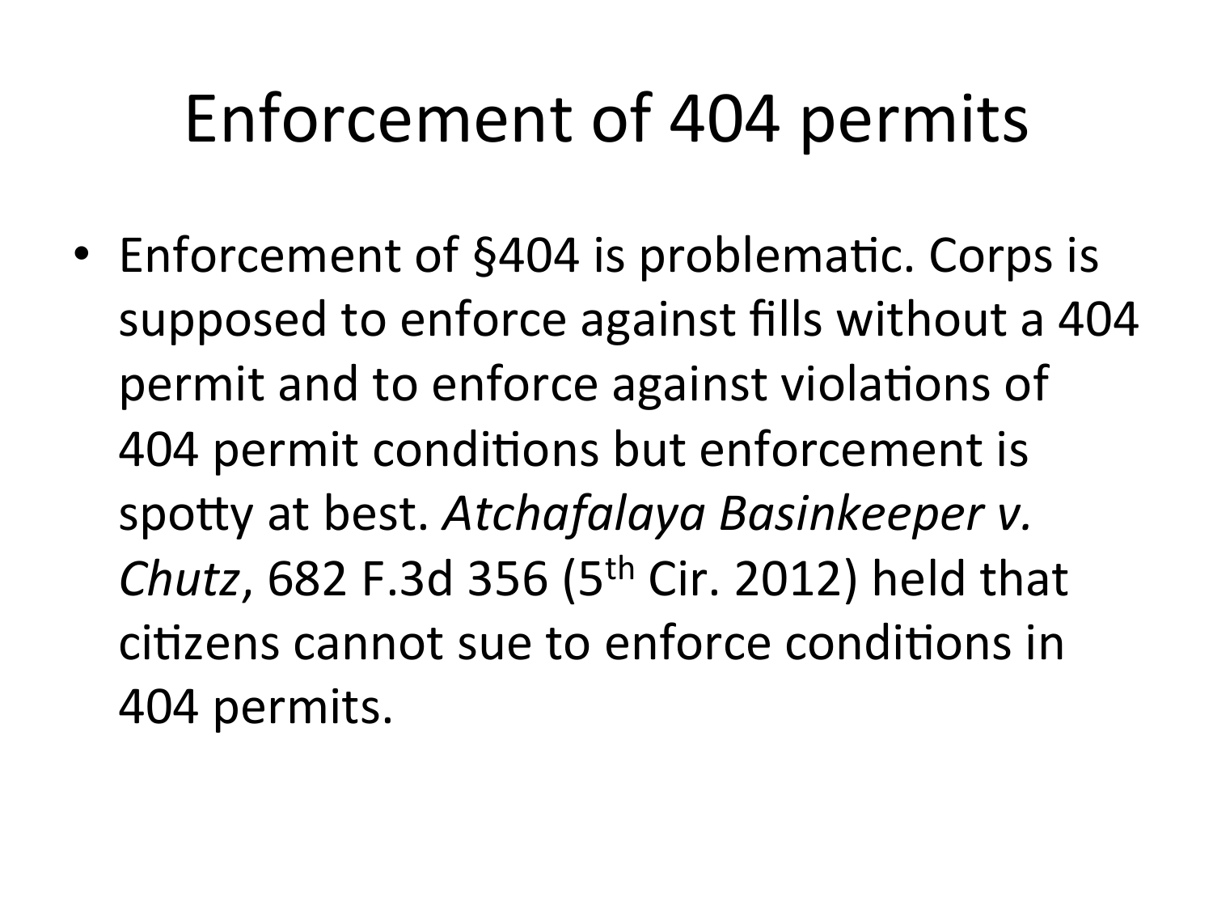# Enforcement of 404 permits

- Enforcement of §404 is problematic. Corps is supposed to enforce against fills without a 404 permit and to enforce against violations of 404 permit conditions but enforcement is spotty at best. *Atchafalaya Basinkeeper v. Chutz*, 682 F.3d 356 (5th Cir. 2012) held that citizens cannot sue to enforce conditions in 404 permits.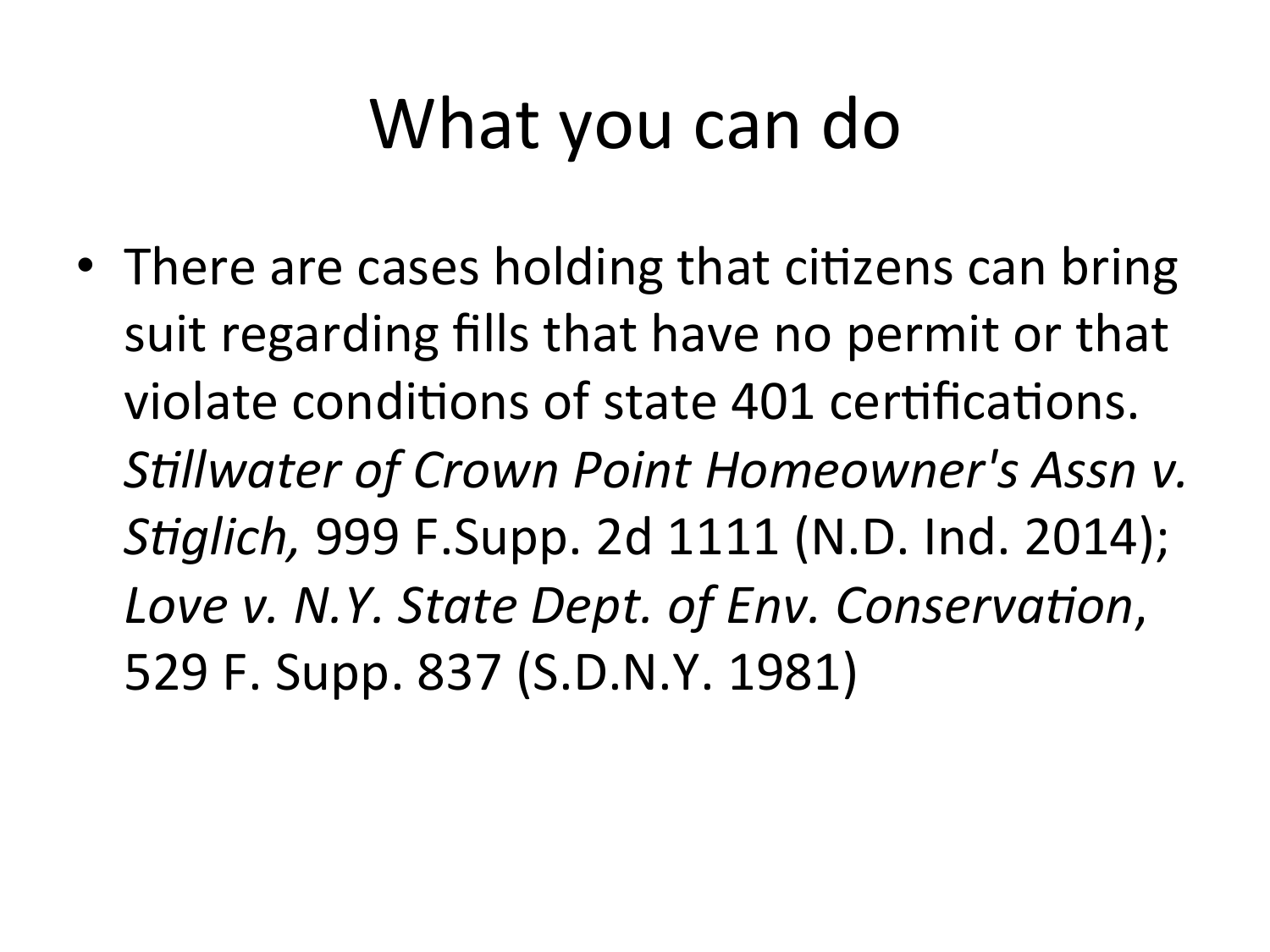# What you can do

- There are cases holding that citizens can bring suit regarding fills that have no permit or that violate conditions of state 401 certifications. *Stillwater of Crown Point Homeowner's Assn v. Stiglich,* 999 F.Supp. 2d 1111 (N.D. Ind. 2014); *Love v. N.Y. State Dept. of Env. Conservation*, 529 F. Supp. 837 (S.D.N.Y. 1981)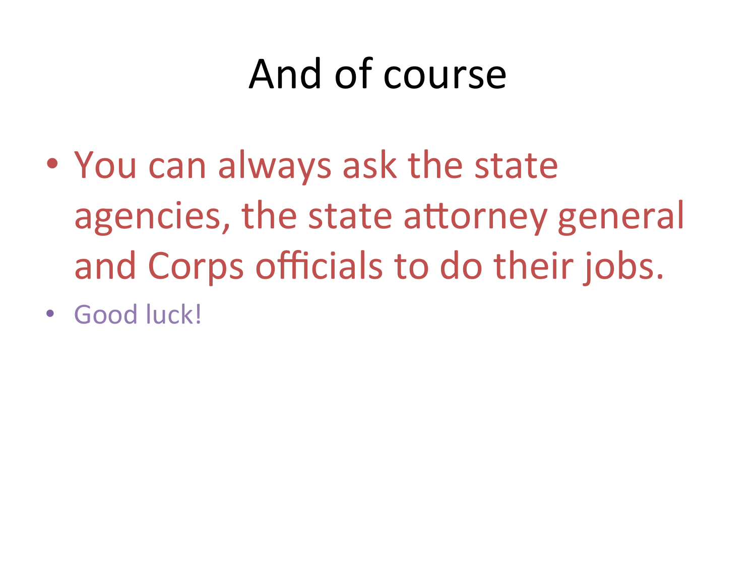# And of course

- You can always ask the state agencies, the state attorney general and Corps officials to do their jobs.
- Good luck!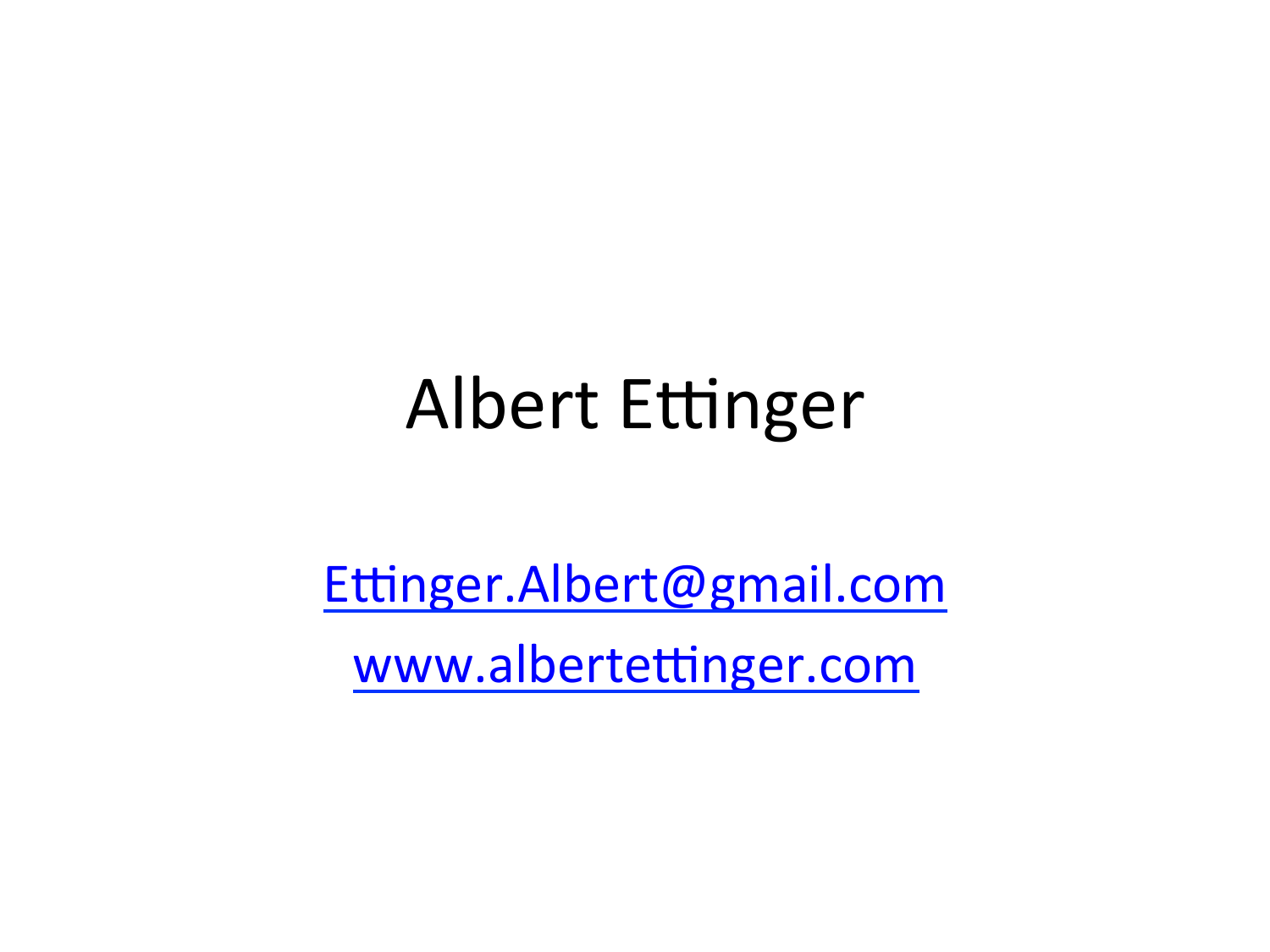# Albert Ettinger

Ettinger.Albert@gmail.com

www.albertettinger.com